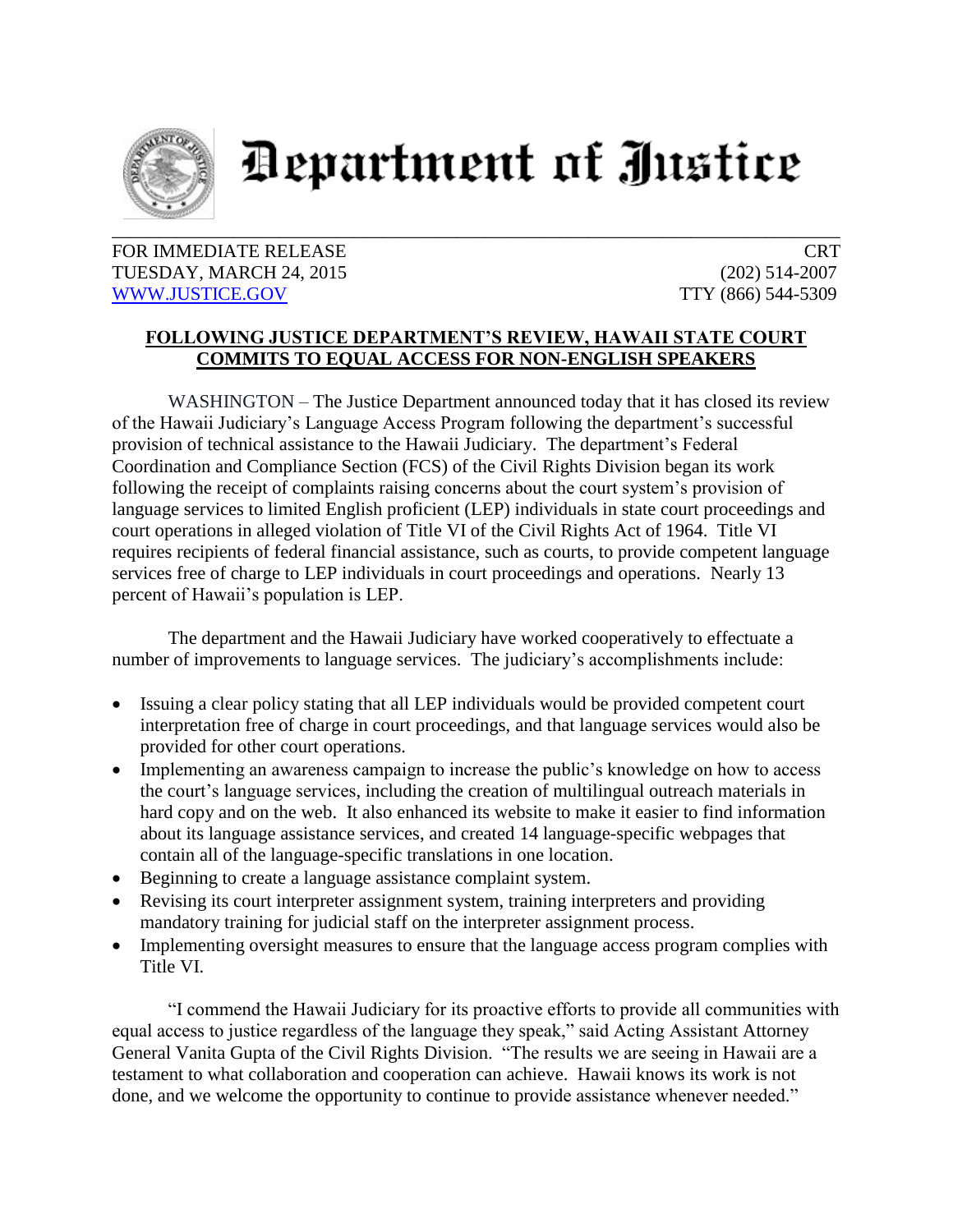# Department of Justice

FOR IMMEDIATE RELEASE  
TUESDAY, MARCH 24, 2015  
WWW.JUSTICE.GOV

CRT  
(202) 514-2007  
TTY (866) 544-5309

## FOLLOWING JUSTICE DEPARTMENT'S REVIEW, HAWAII STATE COURT COMMITS TO EQUAL ACCESS FOR NON-ENGLISH SPEAKERS

WASHINGTON – The Justice Department announced today that it has closed its review of the Hawaii Judiciary's Language Access Program following the department's successful provision of technical assistance to the Hawaii Judiciary. The department's Federal Coordination and Compliance Section (FCS) of the Civil Rights Division began its work following the receipt of complaints raising concerns about the court system's provision of language services to limited English proficient (LEP) individuals in state court proceedings and court operations in alleged violation of Title VI of the Civil Rights Act of 1964. Title VI requires recipients of federal financial assistance, such as courts, to provide competent language services free of charge to LEP individuals in court proceedings and operations. Nearly 13 percent of Hawaii's population is LEP.

The department and the Hawaii Judiciary have worked cooperatively to effectuate a number of improvements to language services. The judiciary's accomplishments include:

- Issuing a clear policy stating that all LEP individuals would be provided competent court interpretation free of charge in court proceedings, and that language services would also be provided for other court operations.
- Implementing an awareness campaign to increase the public's knowledge on how to access the court's language services, including the creation of multilingual outreach materials in hard copy and on the web. It also enhanced its website to make it easier to find information about its language assistance services, and created 14 language-specific webpages that contain all of the language-specific translations in one location.
- Beginning to create a language assistance complaint system.
- Revising its court interpreter assignment system, training interpreters and providing mandatory training for judicial staff on the interpreter assignment process.
- Implementing oversight measures to ensure that the language access program complies with Title VI.

"I commend the Hawaii Judiciary for its proactive efforts to provide all communities with equal access to justice regardless of the language they speak," said Acting Assistant Attorney General Vanita Gupta of the Civil Rights Division. "The results we are seeing in Hawaii are a testament to what collaboration and cooperation can achieve. Hawaii knows its work is not done, and we welcome the opportunity to continue to provide assistance whenever needed."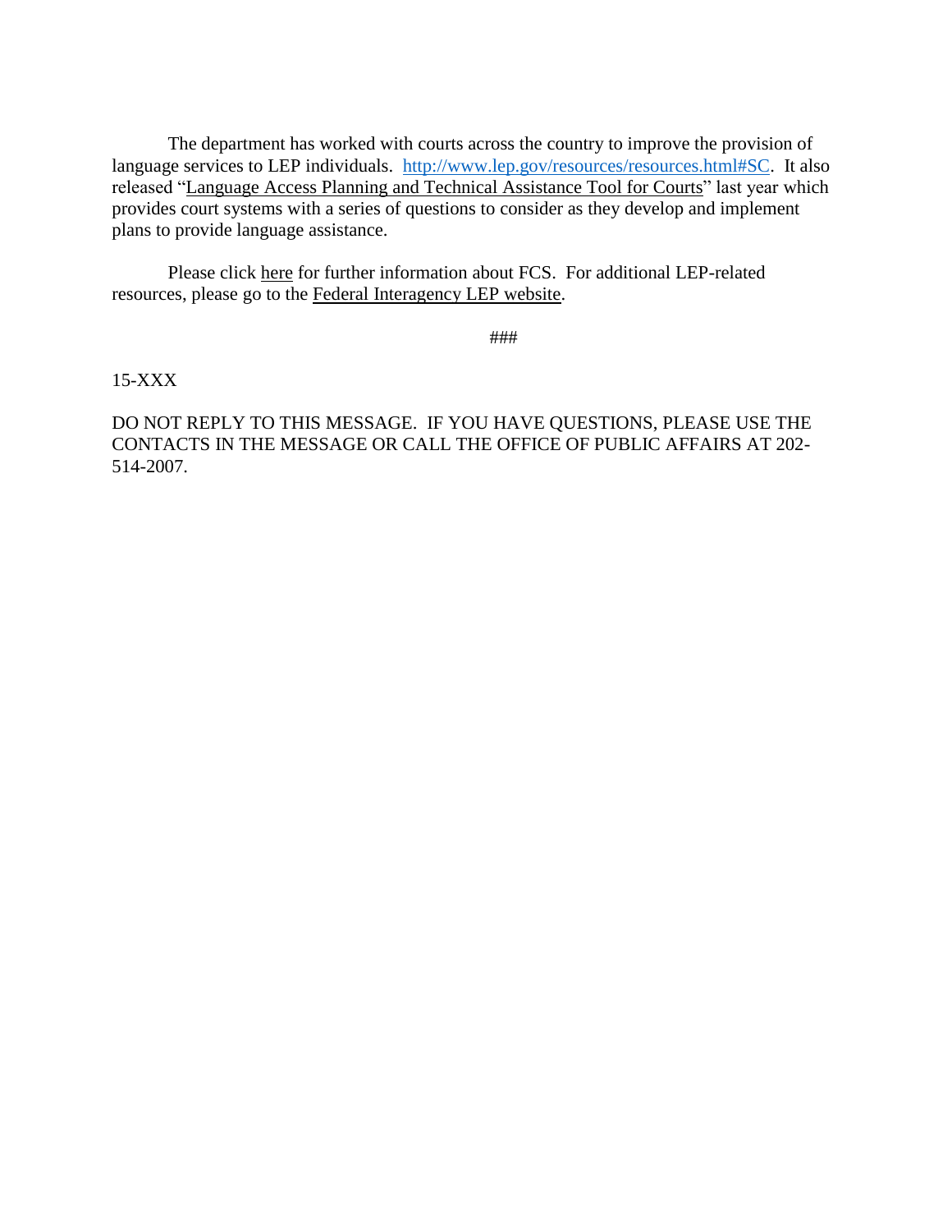The department has worked with courts across the country to improve the provision of language services to LEP individuals. http://www.lep.gov/resources/resources.html#SC. It also released "Language Access Planning and Technical Assistance Tool for Courts" last year which provides court systems with a series of questions to consider as they develop and implement plans to provide language assistance.

Please click here for further information about FCS. For additional LEP-related resources, please go to the Federal Interagency LEP website.

###

15-XXX

DO NOT REPLY TO THIS MESSAGE. IF YOU HAVE QUESTIONS, PLEASE USE THE CONTACTS IN THE MESSAGE OR CALL THE OFFICE OF PUBLIC AFFAIRS AT 202-514-2007.